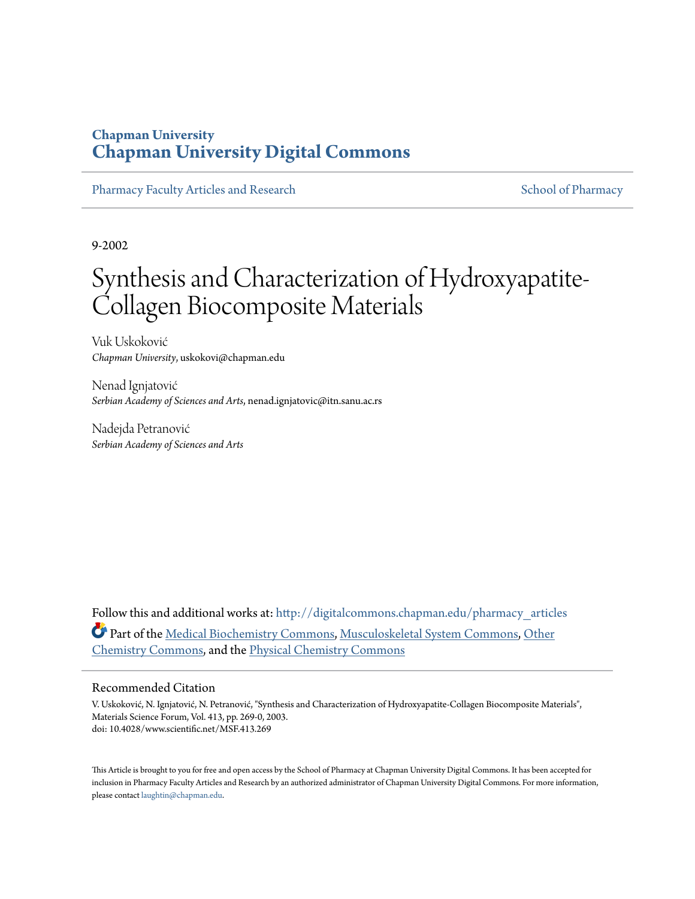**Chapman University**
**Chapman University Digital Commons**

Pharmacy Faculty Articles and Research | School of Pharmacy

9-2002

# Synthesis and Characterization of Hydroxyapatite-Collagen Biocomposite Materials

Vuk Uskoković
*Chapman University*, uskokovi@chapman.edu

Nenad Ignjatović
*Serbian Academy of Sciences and Arts*, nenad.ignjatovic@itn.sanu.ac.rs

Nadejda Petranović
*Serbian Academy of Sciences and Arts*

Follow this and additional works at: http://digitalcommons.chapman.edu/pharmacy_articles

Part of the Medical Biochemistry Commons, Musculoskeletal System Commons, Other Chemistry Commons, and the Physical Chemistry Commons

## Recommended Citation

V. Uskoković, N. Ignjatović, N. Petranović, "Synthesis and Characterization of Hydroxyapatite-Collagen Biocomposite Materials", Materials Science Forum, Vol. 413, pp. 269-0, 2003.
doi: 10.4028/www.scientific.net/MSF.413.269

This Article is brought to you for free and open access by the School of Pharmacy at Chapman University Digital Commons. It has been accepted for inclusion in Pharmacy Faculty Articles and Research by an authorized administrator of Chapman University Digital Commons. For more information, please contact laughtin@chapman.edu.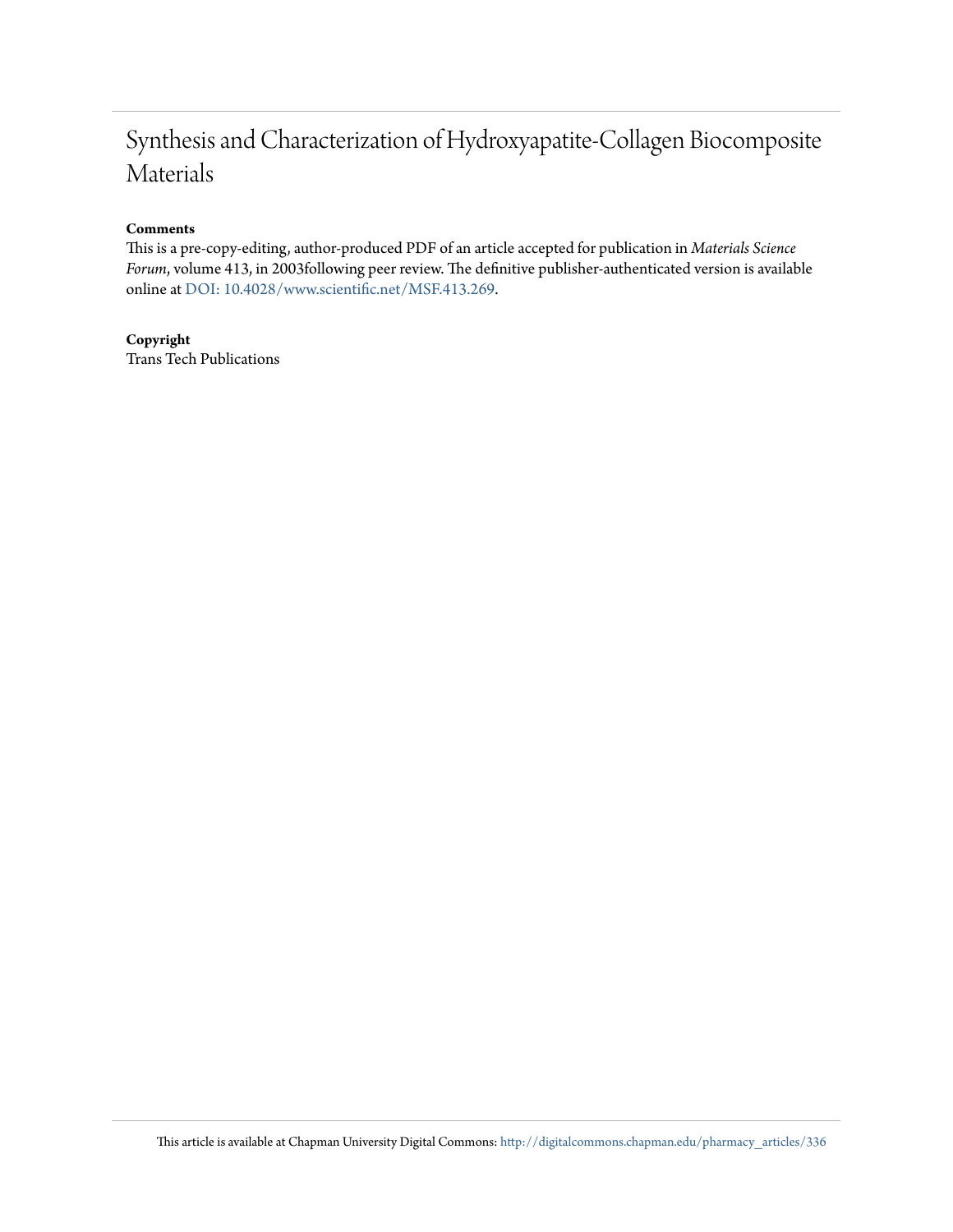# Synthesis and Characterization of Hydroxyapatite-Collagen Biocomposite Materials

**Comments**

This is a pre-copy-editing, author-produced PDF of an article accepted for publication in *Materials Science Forum*, volume 413, in 2003following peer review. The definitive publisher-authenticated version is available online at DOI: 10.4028/www.scientific.net/MSF.413.269.

**Copyright**

Trans Tech Publications

This article is available at Chapman University Digital Commons: http://digitalcommons.chapman.edu/pharmacy_articles/336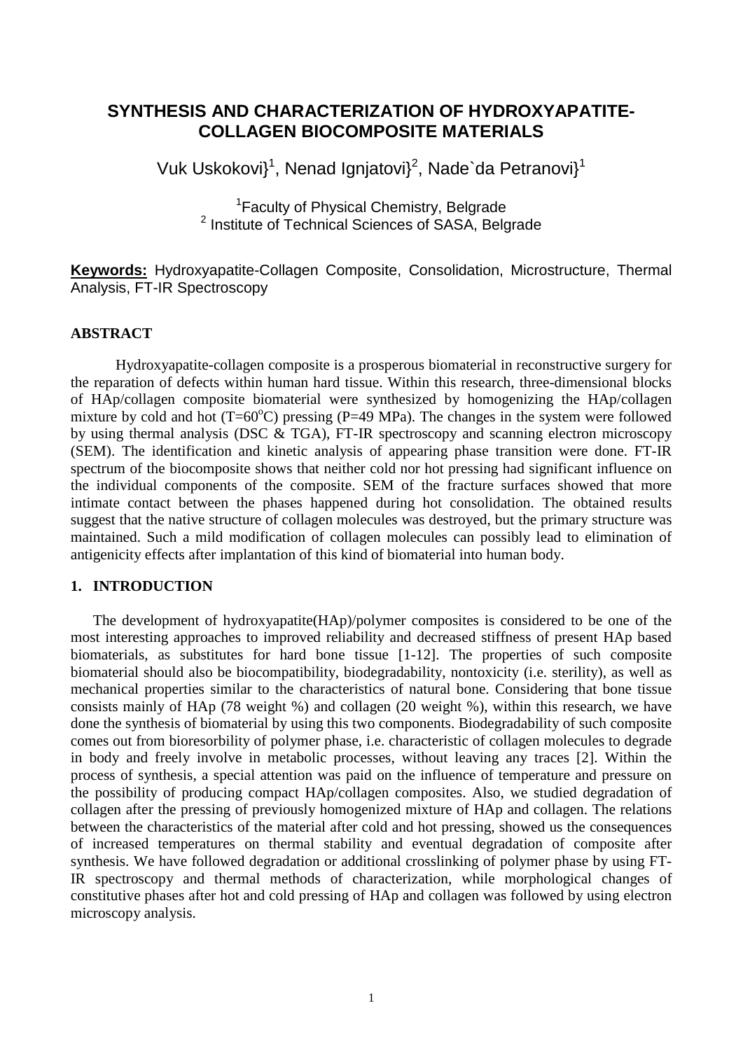# SYNTHESIS AND CHARACTERIZATION OF HYDROXYAPATITE-COLLAGEN BIOCOMPOSITE MATERIALS

Vuk Uskokovi}[1], Nenad Ignjatovi}[2], Nade`da Petranovi}[1]

[1]Faculty of Physical Chemistry, Belgrade
[2] Institute of Technical Sciences of SASA, Belgrade

**Keywords:** Hydroxyapatite-Collagen Composite, Consolidation, Microstructure, Thermal Analysis, FT-IR Spectroscopy

## ABSTRACT

Hydroxyapatite-collagen composite is a prosperous biomaterial in reconstructive surgery for the reparation of defects within human hard tissue. Within this research, three-dimensional blocks of HAp/collagen composite biomaterial were synthesized by homogenizing the HAp/collagen mixture by cold and hot ($T=60^oC$) pressing ($P=49$ MPa). The changes in the system were followed by using thermal analysis (DSC & TGA), FT-IR spectroscopy and scanning electron microscopy (SEM). The identification and kinetic analysis of appearing phase transition were done. FT-IR spectrum of the biocomposite shows that neither cold nor hot pressing had significant influence on the individual components of the composite. SEM of the fracture surfaces showed that more intimate contact between the phases happened during hot consolidation. The obtained results suggest that the native structure of collagen molecules was destroyed, but the primary structure was maintained. Such a mild modification of collagen molecules can possibly lead to elimination of antigenicity effects after implantation of this kind of biomaterial into human body.

## 1. INTRODUCTION

The development of hydroxyapatite(HAp)/polymer composites is considered to be one of the most interesting approaches to improved reliability and decreased stiffness of present HAp based biomaterials, as substitutes for hard bone tissue [1-12]. The properties of such composite biomaterial should also be biocompatibility, biodegradability, nontoxicity (i.e. sterility), as well as mechanical properties similar to the characteristics of natural bone. Considering that bone tissue consists mainly of HAp (78 weight %) and collagen (20 weight %), within this research, we have done the synthesis of biomaterial by using this two components. Biodegradability of such composite comes out from bioresorbility of polymer phase, i.e. characteristic of collagen molecules to degrade in body and freely involve in metabolic processes, without leaving any traces [2]. Within the process of synthesis, a special attention was paid on the influence of temperature and pressure on the possibility of producing compact HAp/collagen composites. Also, we studied degradation of collagen after the pressing of previously homogenized mixture of HAp and collagen. The relations between the characteristics of the material after cold and hot pressing, showed us the consequences of increased temperatures on thermal stability and eventual degradation of composite after synthesis. We have followed degradation or additional crosslinking of polymer phase by using FT-IR spectroscopy and thermal methods of characterization, while morphological changes of constitutive phases after hot and cold pressing of HAp and collagen was followed by using electron microscopy analysis.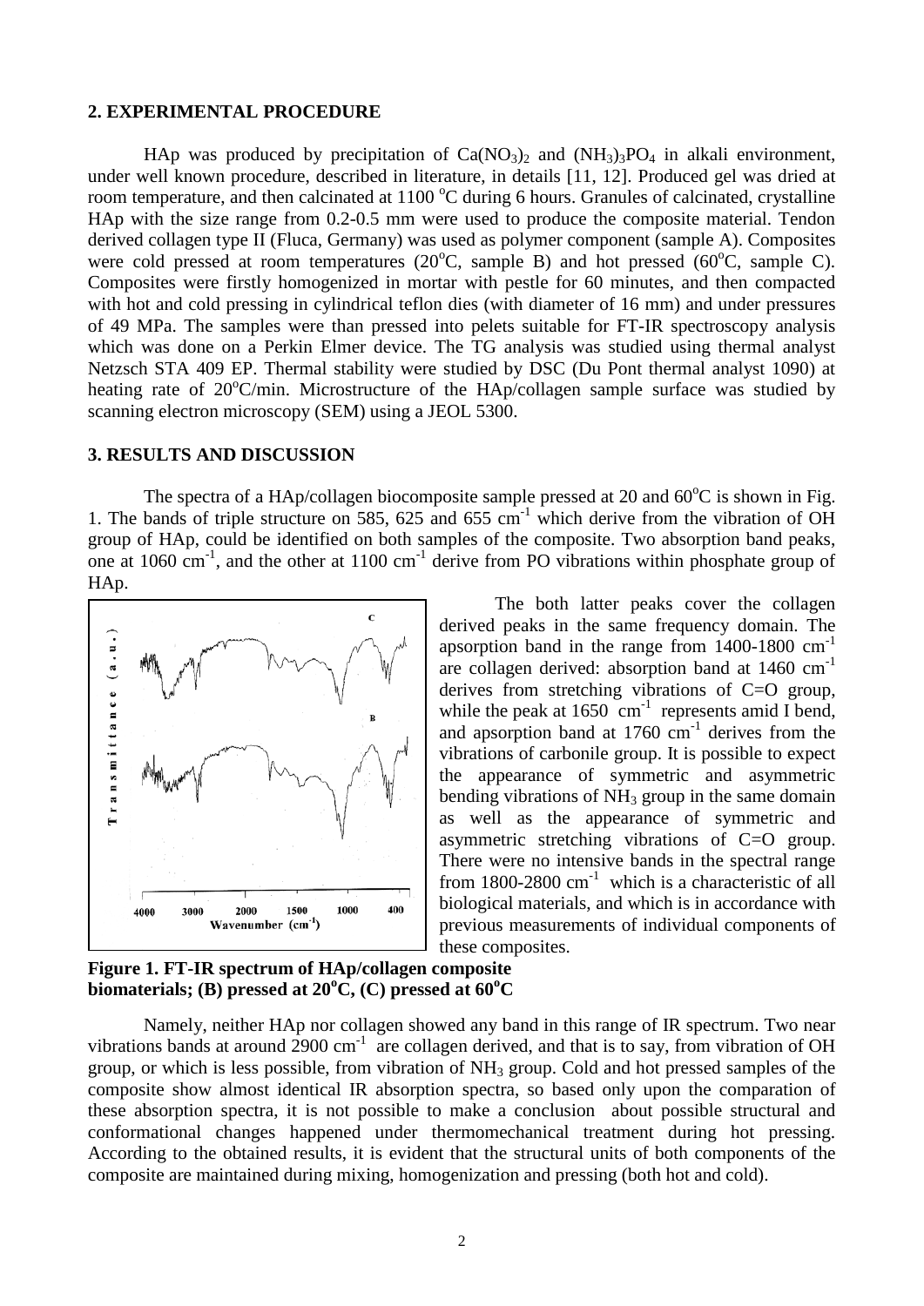## 2. EXPERIMENTAL PROCEDURE

HAp was produced by precipitation of $Ca(NO_3)_2$ and $(NH_3)_3PO_4$ in alkali environment, under well known procedure, described in literature, in details [11, 12]. Produced gel was dried at room temperature, and then calcinated at 1100 °C during 6 hours. Granules of calcinated, crystalline HAp with the size range from 0.2-0.5 mm were used to produce the composite material. Tendon derived collagen type II (Fluca, Germany) was used as polymer component (sample A). Composites were cold pressed at room temperatures (20°C, sample B) and hot pressed (60°C, sample C). Composites were firstly homogenized in mortar with pestle for 60 minutes, and then compacted with hot and cold pressing in cylindrical teflon dies (with diameter of 16 mm) and under pressures of 49 MPa. The samples were than pressed into pelets suitable for FT-IR spectroscopy analysis which was done on a Perkin Elmer device. The TG analysis was studied using thermal analyst Netzsch STA 409 EP. Thermal stability were studied by DSC (Du Pont thermal analyst 1090) at heating rate of 20°C/min. Microstructure of the HAp/collagen sample surface was studied by scanning electron microscopy (SEM) using a JEOL 5300.

## 3. RESULTS AND DISCUSSION

The spectra of a HAp/collagen biocomposite sample pressed at 20 and 60°C is shown in Fig. 1. The bands of triple structure on 585, 625 and 655 $cm^{-1}$ which derive from the vibration of OH group of HAp, could be identified on both samples of the composite. Two absorption band peaks, one at 1060 $cm^{-1}$, and the other at 1100 $cm^{-1}$ derive from PO vibrations within phosphate group of HAp.

**Figure 1. FT-IR spectrum of HAp/collagen composite biomaterials; (B) pressed at 20°C, (C) pressed at 60°C**

The both latter peaks cover the collagen derived peaks in the same frequency domain. The apsorption band in the range from 1400-1800 $cm^{-1}$ are collagen derived: absorption band at 1460 $cm^{-1}$ derives from stretching vibrations of C=O group, while the peak at 1650 $cm^{-1}$ represents amid I bend, and apsorption band at 1760 $cm^{-1}$ derives from the vibrations of carbonile group. It is possible to expect the appearance of symmetric and asymmetric bending vibrations of $NH_3$ group in the same domain as well as the appearance of symmetric and asymmetric stretching vibrations of C=O group. There were no intensive bands in the spectral range from 1800-2800 $cm^{-1}$ which is a characteristic of all biological materials, and which is in accordance with previous measurements of individual components of these composites.

Namely, neither HAp nor collagen showed any band in this range of IR spectrum. Two near vibrations bands at around 2900 $cm^{-1}$ are collagen derived, and that is to say, from vibration of OH group, or which is less possible, from vibration of $NH_3$ group. Cold and hot pressed samples of the composite show almost identical IR absorption spectra, so based only upon the comparation of these absorption spectra, it is not possible to make a conclusion about possible structural and conformational changes happened under thermomechanical treatment during hot pressing. According to the obtained results, it is evident that the structural units of both components of the composite are maintained during mixing, homogenization and pressing (both hot and cold).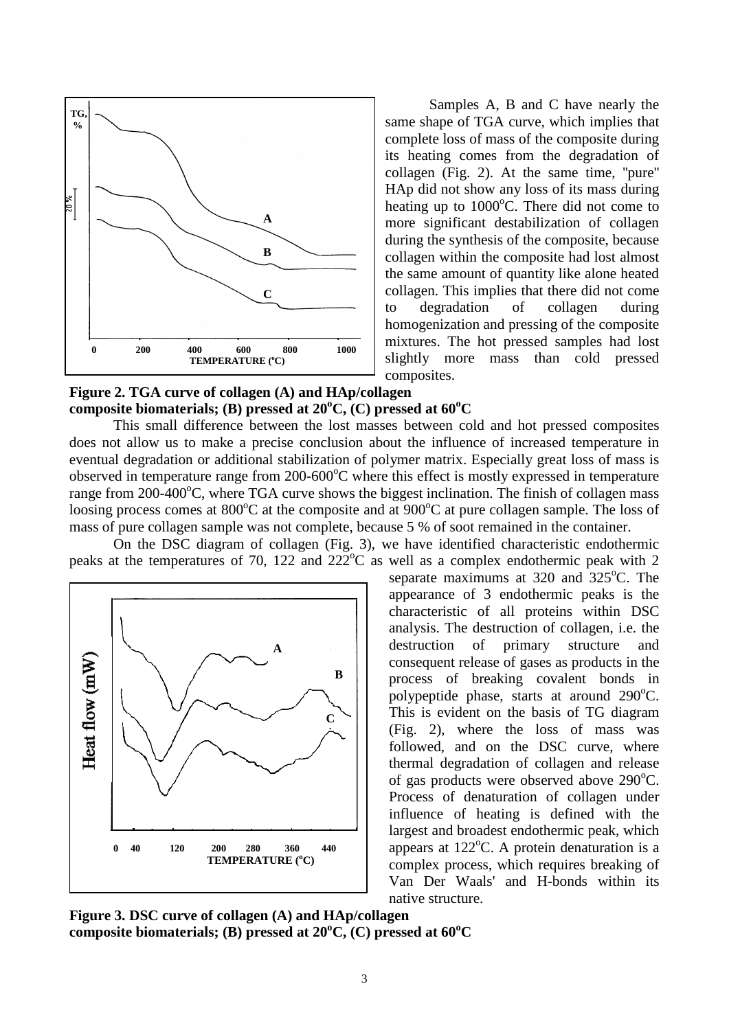Samples A, B and C have nearly the same shape of TGA curve, which implies that complete loss of mass of the composite during its heating comes from the degradation of collagen (Fig. 2). At the same time, "pure" HAp did not show any loss of its mass during heating up to 1000°C. There did not come to more significant destabilization of collagen during the synthesis of the composite, because collagen within the composite had lost almost the same amount of quantity like alone heated collagen. This implies that there did not come to degradation of collagen during homogenization and pressing of the composite mixtures. The hot pressed samples had lost slightly more mass than cold pressed composites.

**Figure 2. TGA curve of collagen (A) and HAp/collagen composite biomaterials; (B) pressed at 20°C, (C) pressed at 60°C**

This small difference between the lost masses between cold and hot pressed composites does not allow us to make a precise conclusion about the influence of increased temperature in eventual degradation or additional stabilization of polymer matrix. Especially great loss of mass is observed in temperature range from 200-600°C where this effect is mostly expressed in temperature range from 200-400°C, where TGA curve shows the biggest inclination. The finish of collagen mass loosing process comes at 800°C at the composite and at 900°C at pure collagen sample. The loss of mass of pure collagen sample was not complete, because 5 % of soot remained in the container.

On the DSC diagram of collagen (Fig. 3), we have identified characteristic endothermic peaks at the temperatures of 70, 122 and 222°C as well as a complex endothermic peak with 2 separate maximums at 320 and 325°C. The appearance of 3 endothermic peaks is the characteristic of all proteins within DSC analysis. The destruction of collagen, i.e. the destruction of primary structure and consequent release of gases as products in the process of breaking covalent bonds in polypeptide phase, starts at around 290°C. This is evident on the basis of TG diagram (Fig. 2), where the loss of mass was followed, and on the DSC curve, where thermal degradation of collagen and release of gas products were observed above 290°C. Process of denaturation of collagen under influence of heating is defined with the largest and broadest endothermic peak, which appears at 122°C. A protein denaturation is a complex process, which requires breaking of Van Der Waals' and H-bonds within its native structure.

**Figure 3. DSC curve of collagen (A) and HAp/collagen composite biomaterials; (B) pressed at 20°C, (C) pressed at 60°C**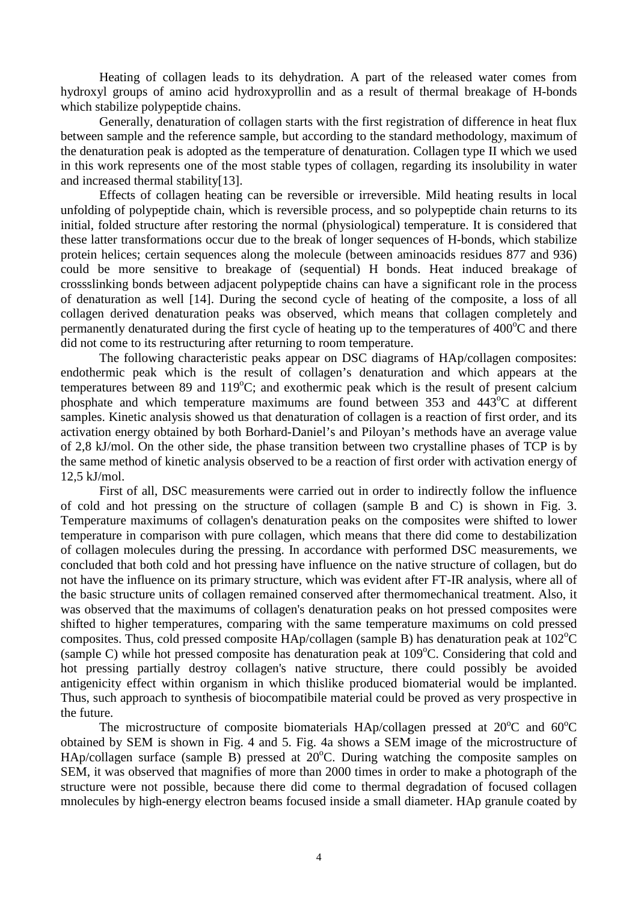Heating of collagen leads to its dehydration. A part of the released water comes from hydroxyl groups of amino acid hydroxyprollin and as a result of thermal breakage of H-bonds which stabilize polypeptide chains.

Generally, denaturation of collagen starts with the first registration of difference in heat flux between sample and the reference sample, but according to the standard methodology, maximum of the denaturation peak is adopted as the temperature of denaturation. Collagen type II which we used in this work represents one of the most stable types of collagen, regarding its insolubility in water and increased thermal stability[13].

Effects of collagen heating can be reversible or irreversible. Mild heating results in local unfolding of polypeptide chain, which is reversible process, and so polypeptide chain returns to its initial, folded structure after restoring the normal (physiological) temperature. It is considered that these latter transformations occur due to the break of longer sequences of H-bonds, which stabilize protein helices; certain sequences along the molecule (between aminoacids residues 877 and 936) could be more sensitive to breakage of (sequential) H bonds. Heat induced breakage of crossslinking bonds between adjacent polypeptide chains can have a significant role in the process of denaturation as well [14]. During the second cycle of heating of the composite, a loss of all collagen derived denaturation peaks was observed, which means that collagen completely and permanently denaturated during the first cycle of heating up to the temperatures of 400$^o$C and there did not come to its restructuring after returning to room temperature.

The following characteristic peaks appear on DSC diagrams of HAp/collagen composites: endothermic peak which is the result of collagen's denaturation and which appears at the temperatures between 89 and 119$^o$C; and exothermic peak which is the result of present calcium phosphate and which temperature maximums are found between 353 and 443$^o$C at different samples. Kinetic analysis showed us that denaturation of collagen is a reaction of first order, and its activation energy obtained by both Borhard-Daniel's and Piloyan's methods have an average value of 2,8 kJ/mol. On the other side, the phase transition between two crystalline phases of TCP is by the same method of kinetic analysis observed to be a reaction of first order with activation energy of 12,5 kJ/mol.

First of all, DSC measurements were carried out in order to indirectly follow the influence of cold and hot pressing on the structure of collagen (sample B and C) is shown in Fig. 3. Temperature maximums of collagen's denaturation peaks on the composites were shifted to lower temperature in comparison with pure collagen, which means that there did come to destabilization of collagen molecules during the pressing. In accordance with performed DSC measurements, we concluded that both cold and hot pressing have influence on the native structure of collagen, but do not have the influence on its primary structure, which was evident after FT-IR analysis, where all of the basic structure units of collagen remained conserved after thermomechanical treatment. Also, it was observed that the maximums of collagen's denaturation peaks on hot pressed composites were shifted to higher temperatures, comparing with the same temperature maximums on cold pressed composites. Thus, cold pressed composite HAp/collagen (sample B) has denaturation peak at 102$^o$C (sample C) while hot pressed composite has denaturation peak at 109$^o$C. Considering that cold and hot pressing partially destroy collagen's native structure, there could possibly be avoided antigenicity effect within organism in which thislike produced biomaterial would be implanted. Thus, such approach to synthesis of biocompatibile material could be proved as very prospective in the future.

The microstructure of composite biomaterials HAp/collagen pressed at 20$^o$C and 60$^o$C obtained by SEM is shown in Fig. 4 and 5. Fig. 4a shows a SEM image of the microstructure of HAp/collagen surface (sample B) pressed at 20$^o$C. During watching the composite samples on SEM, it was observed that magnifies of more than 2000 times in order to make a photograph of the structure were not possible, because there did come to thermal degradation of focused collagen mnolecules by high-energy electron beams focused inside a small diameter. HAp granule coated by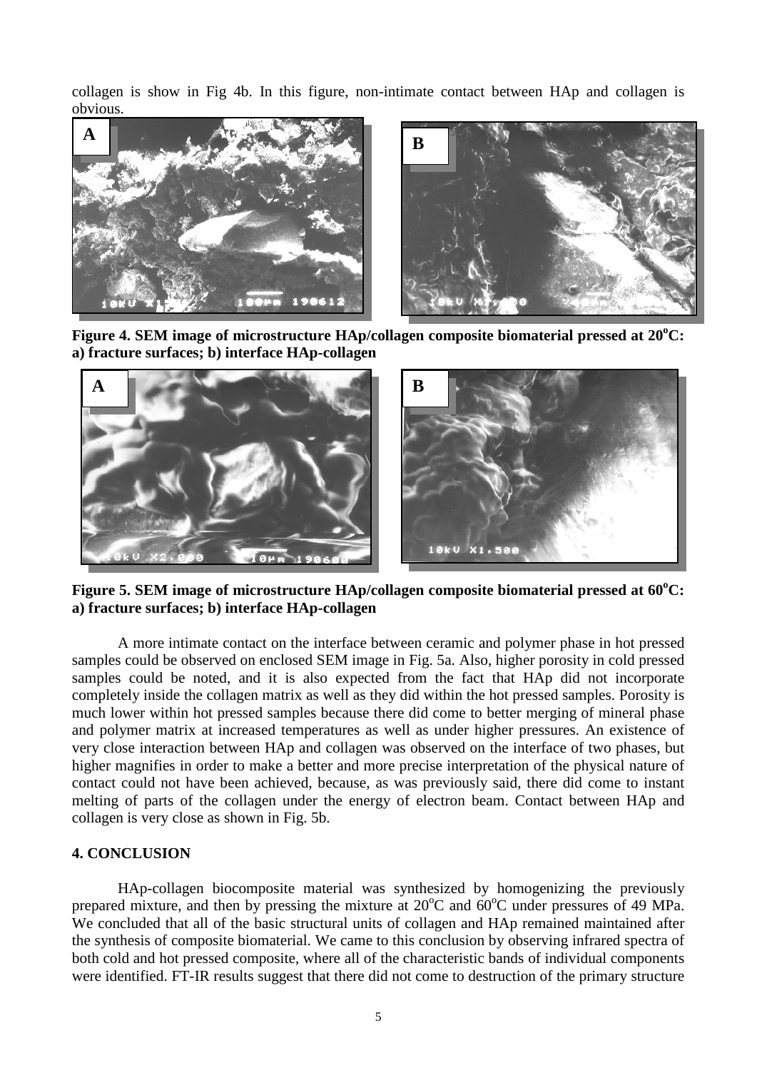collagen is show in Fig 4b. In this figure, non-intimate contact between HAp and collagen is obvious.

**Figure 4. SEM image of microstructure HAp/collagen composite biomaterial pressed at 20°C: a) fracture surfaces; b) interface HAp-collagen**

**Figure 5. SEM image of microstructure HAp/collagen composite biomaterial pressed at 60°C: a) fracture surfaces; b) interface HAp-collagen**

A more intimate contact on the interface between ceramic and polymer phase in hot pressed samples could be observed on enclosed SEM image in Fig. 5a. Also, higher porosity in cold pressed samples could be noted, and it is also expected from the fact that HAp did not incorporate completely inside the collagen matrix as well as they did within the hot pressed samples. Porosity is much lower within hot pressed samples because there did come to better merging of mineral phase and polymer matrix at increased temperatures as well as under higher pressures. An existence of very close interaction between HAp and collagen was observed on the interface of two phases, but higher magnifies in order to make a better and more precise interpretation of the physical nature of contact could not have been achieved, because, as was previously said, there did come to instant melting of parts of the collagen under the energy of electron beam. Contact between HAp and collagen is very close as shown in Fig. 5b.

## 4. CONCLUSION

HAp-collagen biocomposite material was synthesized by homogenizing the previously prepared mixture, and then by pressing the mixture at 20°C and 60°C under pressures of 49 MPa. We concluded that all of the basic structural units of collagen and HAp remained maintained after the synthesis of composite biomaterial. We came to this conclusion by observing infrared spectra of both cold and hot pressed composite, where all of the characteristic bands of individual components were identified. FT-IR results suggest that there did not come to destruction of the primary structure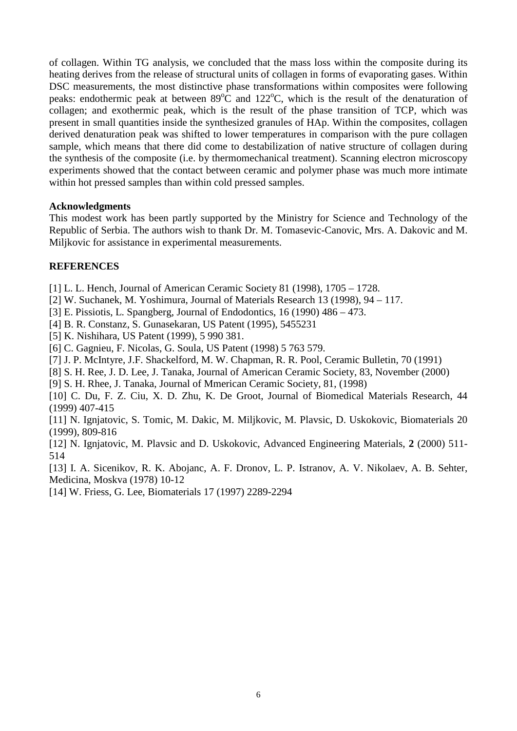of collagen. Within TG analysis, we concluded that the mass loss within the composite during its heating derives from the release of structural units of collagen in forms of evaporating gases. Within DSC measurements, the most distinctive phase transformations within composites were following peaks: endothermic peak at between 89°C and 122°C, which is the result of the denaturation of collagen; and exothermic peak, which is the result of the phase transition of TCP, which was present in small quantities inside the synthesized granules of HAp. Within the composites, collagen derived denaturation peak was shifted to lower temperatures in comparison with the pure collagen sample, which means that there did come to destabilization of native structure of collagen during the synthesis of the composite (i.e. by thermomechanical treatment). Scanning electron microscopy experiments showed that the contact between ceramic and polymer phase was much more intimate within hot pressed samples than within cold pressed samples.

**Acknowledgments**

This modest work has been partly supported by the Ministry for Science and Technology of the Republic of Serbia. The authors wish to thank Dr. M. Tomasevic-Canovic, Mrs. A. Dakovic and M. Miljkovic for assistance in experimental measurements.

## REFERENCES

[1] L. L. Hench, Journal of American Ceramic Society 81 (1998), 1705 – 1728.

[2] W. Suchanek, M. Yoshimura, Journal of Materials Research 13 (1998), 94 – 117.

[3] E. Pissiotis, L. Spangberg, Journal of Endodontics, 16 (1990) 486 – 473.

[4] B. R. Constanz, S. Gunasekaran, US Patent (1995), 5455231

[5] K. Nishihara, US Patent (1999), 5 990 381.

[6] C. Gagnieu, F. Nicolas, G. Soula, US Patent (1998) 5 763 579.

[7] J. P. McIntyre, J.F. Shackelford, M. W. Chapman, R. R. Pool, Ceramic Bulletin, 70 (1991)

[8] S. H. Ree, J. D. Lee, J. Tanaka, Journal of American Ceramic Society, 83, November (2000)

[9] S. H. Rhee, J. Tanaka, Journal of Mmerican Ceramic Society, 81, (1998)

[10] C. Du, F. Z. Ciu, X. D. Zhu, K. De Groot, Journal of Biomedical Materials Research, 44 (1999) 407-415

[11] N. Ignjatovic, S. Tomic, M. Dakic, M. Miljkovic, M. Plavsic, D. Uskokovic, Biomaterials 20 (1999), 809-816

[12] N. Ignjatovic, M. Plavsic and D. Uskokovic, Advanced Engineering Materials, **2** (2000) 511-514

[13] I. A. Sicenikov, R. K. Abojanc, A. F. Dronov, L. P. Istranov, A. V. Nikolaev, A. B. Sehter, Medicina, Moskva (1978) 10-12

[14] W. Friess, G. Lee, Biomaterials 17 (1997) 2289-2294